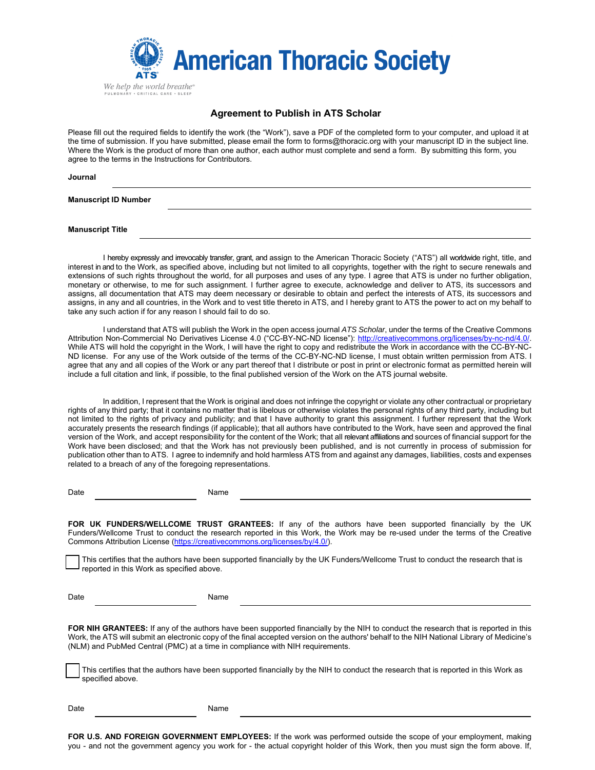American Thoracic Society

We help the world breathe®
PULMONARY • CRITICAL CARE • SLEEP

## Agreement to Publish in ATS Scholar

Please fill out the required fields to identify the work (the "Work"), save a PDF of the completed form to your computer, and upload it at the time of submission. If you have submitted, please email the form to forms@thoracic.org with your manuscript ID in the subject line. Where the Work is the product of more than one author, each author must complete and send a form. By submitting this form, you agree to the terms in the Instructions for Contributors.

**Journal** \_\_\_\_\_\_\_\_\_\_\_\_\_\_\_\_\_\_\_\_\_\_\_\_\_\_\_\_\_\_\_\_\_\_\_\_\_\_\_\_

**Manuscript ID Number** \_\_\_\_\_\_\_\_\_\_\_\_\_\_\_\_\_\_\_\_\_\_\_\_\_\_\_\_\_\_\_\_\_\_\_\_\_\_\_\_

**Manuscript Title** \_\_\_\_\_\_\_\_\_\_\_\_\_\_\_\_\_\_\_\_\_\_\_\_\_\_\_\_\_\_\_\_\_\_\_\_\_\_\_\_

I hereby expressly and irrevocably transfer, grant, and assign to the American Thoracic Society ("ATS") all worldwide right, title, and interest in and to the Work, as specified above, including but not limited to all copyrights, together with the right to secure renewals and extensions of such rights throughout the world, for all purposes and uses of any type. I agree that ATS is under no further obligation, monetary or otherwise, to me for such assignment. I further agree to execute, acknowledge and deliver to ATS, its successors and assigns, all documentation that ATS may deem necessary or desirable to obtain and perfect the interests of ATS, its successors and assigns, in any and all countries, in the Work and to vest title thereto in ATS, and I hereby grant to ATS the power to act on my behalf to take any such action if for any reason I should fail to do so.

I understand that ATS will publish the Work in the open access journal *ATS Scholar*, under the terms of the Creative Commons Attribution Non-Commercial No Derivatives License 4.0 ("CC-BY-NC-ND license"): http://creativecommons.org/licenses/by-nc-nd/4.0/. While ATS will hold the copyright in the Work, I will have the right to copy and redistribute the Work in accordance with the CC-BY-NC-ND license. For any use of the Work outside of the terms of the CC-BY-NC-ND license, I must obtain written permission from ATS. I agree that any and all copies of the Work or any part thereof that I distribute or post in print or electronic format as permitted herein will include a full citation and link, if possible, to the final published version of the Work on the ATS journal website.

In addition, I represent that the Work is original and does not infringe the copyright or violate any other contractual or proprietary rights of any third party; that it contains no matter that is libelous or otherwise violates the personal rights of any third party, including but not limited to the rights of privacy and publicity; and that I have authority to grant this assignment. I further represent that the Work accurately presents the research findings (if applicable); that all authors have contributed to the Work, have seen and approved the final version of the Work, and accept responsibility for the content of the Work; that all relevant affiliations and sources of financial support for the Work have been disclosed; and that the Work has not previously been published, and is not currently in process of submission for publication other than to ATS. I agree to indemnify and hold harmless ATS from and against any damages, liabilities, costs and expenses related to a breach of any of the foregoing representations.

Date \_\_\_\_\_\_\_\_\_\_\_\_\_\_\_\_ Name \_\_\_\_\_\_\_\_\_\_\_\_\_\_\_\_\_\_\_\_\_\_\_\_\_\_\_\_\_\_\_\_

**FOR UK FUNDERS/WELLCOME TRUST GRANTEES:** If any of the authors have been supported financially by the UK Funders/Wellcome Trust to conduct the research reported in this Work, the Work may be re-used under the terms of the Creative Commons Attribution License (https://creativecommons.org/licenses/by/4.0/).

☐ This certifies that the authors have been supported financially by the UK Funders/Wellcome Trust to conduct the research that is reported in this Work as specified above.

Date \_\_\_\_\_\_\_\_\_\_\_\_\_\_\_\_ Name \_\_\_\_\_\_\_\_\_\_\_\_\_\_\_\_\_\_\_\_\_\_\_\_\_\_\_\_\_\_\_\_

**FOR NIH GRANTEES:** If any of the authors have been supported financially by the NIH to conduct the research that is reported in this Work, the ATS will submit an electronic copy of the final accepted version on the authors' behalf to the NIH National Library of Medicine's (NLM) and PubMed Central (PMC) at a time in compliance with NIH requirements.

☐ This certifies that the authors have been supported financially by the NIH to conduct the research that is reported in this Work as specified above.

Date \_\_\_\_\_\_\_\_\_\_\_\_\_\_\_\_ Name \_\_\_\_\_\_\_\_\_\_\_\_\_\_\_\_\_\_\_\_\_\_\_\_\_\_\_\_\_\_\_\_

**FOR U.S. AND FOREIGN GOVERNMENT EMPLOYEES:** If the work was performed outside the scope of your employment, making you - and not the government agency you work for - the actual copyright holder of this Work, then you must sign the form above. If,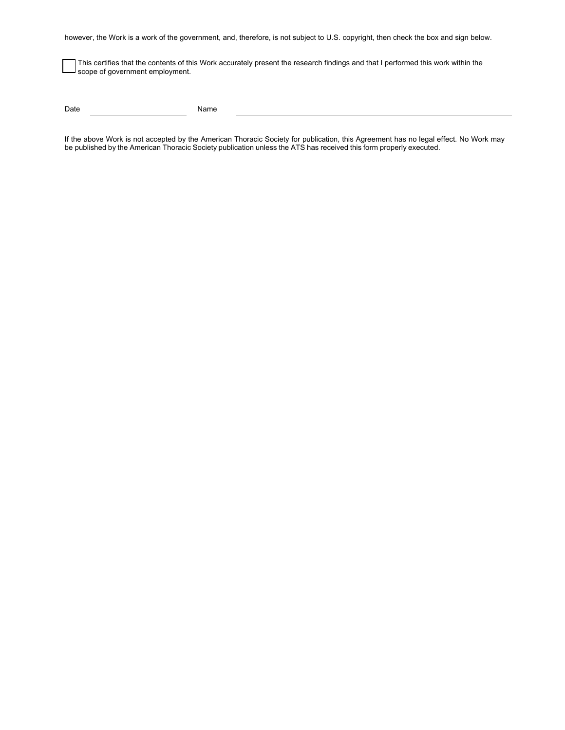however, the Work is a work of the government, and, therefore, is not subject to U.S. copyright, then check the box and sign below.

☐ This certifies that the contents of this Work accurately present the research findings and that I performed this work within the scope of government employment.

Date \_\_\_\_\_\_\_\_\_\_\_\_\_\_\_\_\_\_\_\_ Name \_\_\_\_\_\_\_\_\_\_\_\_\_\_\_\_\_\_\_\_\_\_\_\_\_\_\_\_\_\_\_\_\_\_\_\_\_\_\_\_

If the above Work is not accepted by the American Thoracic Society for publication, this Agreement has no legal effect. No Work may be published by the American Thoracic Society publication unless the ATS has received this form properly executed.